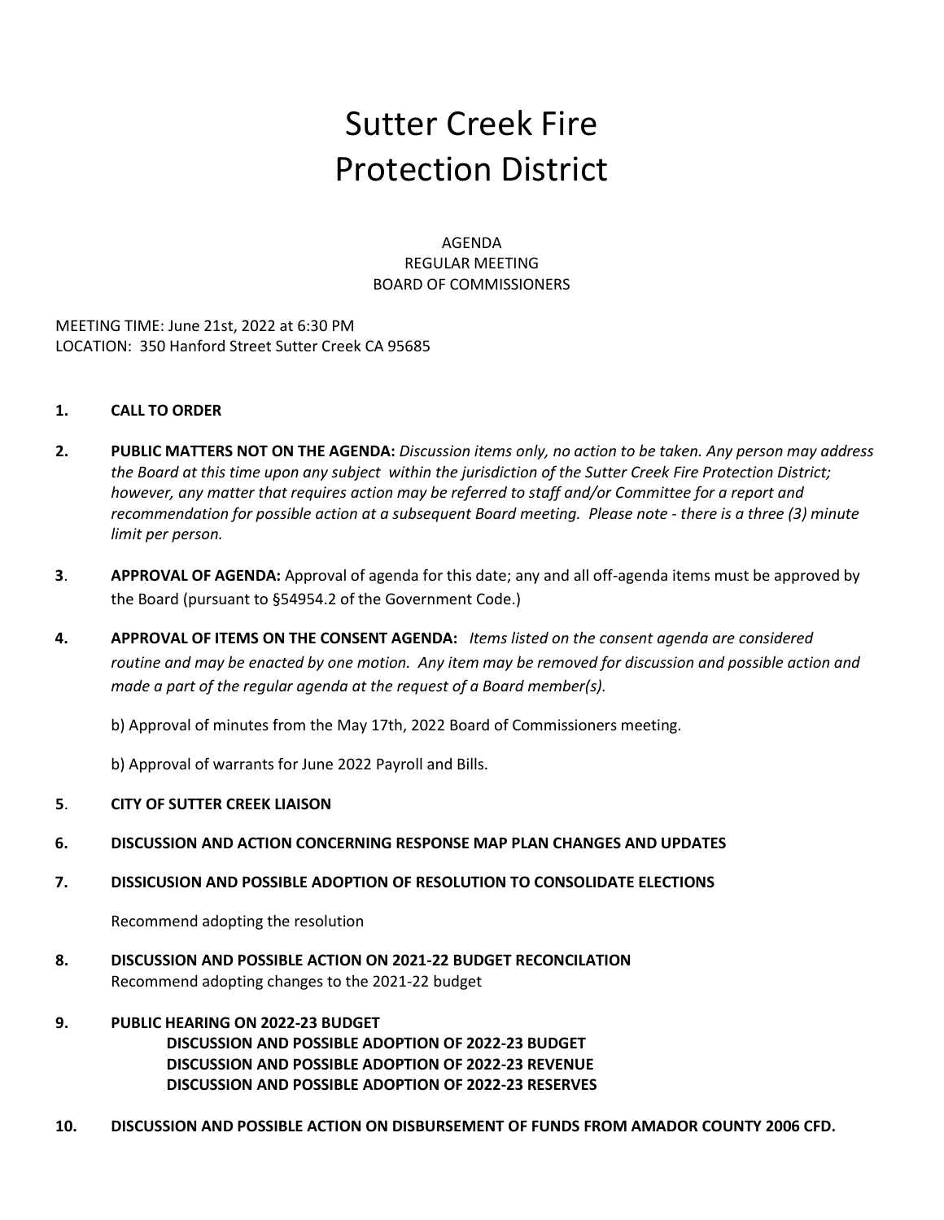# Sutter Creek Fire Protection District

AGENDA
REGULAR MEETING
BOARD OF COMMISSIONERS

MEETING TIME: June 21st, 2022 at 6:30 PM
LOCATION: 350 Hanford Street Sutter Creek CA 95685

1. **CALL TO ORDER**

2. **PUBLIC MATTERS NOT ON THE AGENDA:** *Discussion items only, no action to be taken. Any person may address the Board at this time upon any subject within the jurisdiction of the Sutter Creek Fire Protection District; however, any matter that requires action may be referred to staff and/or Committee for a report and recommendation for possible action at a subsequent Board meeting. Please note - there is a three (3) minute limit per person.*

3. **APPROVAL OF AGENDA:** Approval of agenda for this date; any and all off-agenda items must be approved by the Board (pursuant to §54954.2 of the Government Code.)

4. **APPROVAL OF ITEMS ON THE CONSENT AGENDA:** *Items listed on the consent agenda are considered routine and may be enacted by one motion. Any item may be removed for discussion and possible action and made a part of the regular agenda at the request of a Board member(s).*

   b) Approval of minutes from the May 17th, 2022 Board of Commissioners meeting.

   b) Approval of warrants for June 2022 Payroll and Bills.

5. **CITY OF SUTTER CREEK LIAISON**

6. **DISCUSSION AND ACTION CONCERNING RESPONSE MAP PLAN CHANGES AND UPDATES**

7. **DISSICUSION AND POSSIBLE ADOPTION OF RESOLUTION TO CONSOLIDATE ELECTIONS**

   Recommend adopting the resolution

8. **DISCUSSION AND POSSIBLE ACTION ON 2021-22 BUDGET RECONCILATION**
   Recommend adopting changes to the 2021-22 budget

9. **PUBLIC HEARING ON 2022-23 BUDGET**
   **DISCUSSION AND POSSIBLE ADOPTION OF 2022-23 BUDGET**
   **DISCUSSION AND POSSIBLE ADOPTION OF 2022-23 REVENUE**
   **DISCUSSION AND POSSIBLE ADOPTION OF 2022-23 RESERVES**

10. **DISCUSSION AND POSSIBLE ACTION ON DISBURSEMENT OF FUNDS FROM AMADOR COUNTY 2006 CFD.**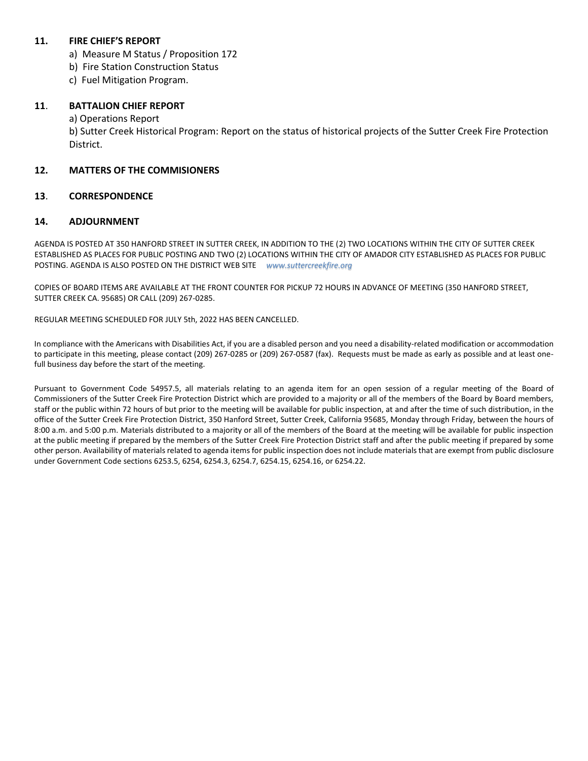## 11. FIRE CHIEF'S REPORT

a) Measure M Status / Proposition 172

b) Fire Station Construction Status

c) Fuel Mitigation Program.

## 11. BATTALION CHIEF REPORT

a) Operations Report

b) Sutter Creek Historical Program: Report on the status of historical projects of the Sutter Creek Fire Protection District.

## 12. MATTERS OF THE COMMISIONERS

## 13. CORRESPONDENCE

## 14. ADJOURNMENT

AGENDA IS POSTED AT 350 HANFORD STREET IN SUTTER CREEK, IN ADDITION TO THE (2) TWO LOCATIONS WITHIN THE CITY OF SUTTER CREEK ESTABLISHED AS PLACES FOR PUBLIC POSTING AND TWO (2) LOCATIONS WITHIN THE CITY OF AMADOR CITY ESTABLISHED AS PLACES FOR PUBLIC POSTING. AGENDA IS ALSO POSTED ON THE DISTRICT WEB SITE *www.suttercreekfire.org*

COPIES OF BOARD ITEMS ARE AVAILABLE AT THE FRONT COUNTER FOR PICKUP 72 HOURS IN ADVANCE OF MEETING (350 HANFORD STREET, SUTTER CREEK CA. 95685) OR CALL (209) 267-0285.

REGULAR MEETING SCHEDULED FOR JULY 5th, 2022 HAS BEEN CANCELLED.

In compliance with the Americans with Disabilities Act, if you are a disabled person and you need a disability-related modification or accommodation to participate in this meeting, please contact (209) 267-0285 or (209) 267-0587 (fax). Requests must be made as early as possible and at least one-full business day before the start of the meeting.

Pursuant to Government Code 54957.5, all materials relating to an agenda item for an open session of a regular meeting of the Board of Commissioners of the Sutter Creek Fire Protection District which are provided to a majority or all of the members of the Board by Board members, staff or the public within 72 hours of but prior to the meeting will be available for public inspection, at and after the time of such distribution, in the office of the Sutter Creek Fire Protection District, 350 Hanford Street, Sutter Creek, California 95685, Monday through Friday, between the hours of 8:00 a.m. and 5:00 p.m. Materials distributed to a majority or all of the members of the Board at the meeting will be available for public inspection at the public meeting if prepared by the members of the Sutter Creek Fire Protection District staff and after the public meeting if prepared by some other person. Availability of materials related to agenda items for public inspection does not include materials that are exempt from public disclosure under Government Code sections 6253.5, 6254, 6254.3, 6254.7, 6254.15, 6254.16, or 6254.22.